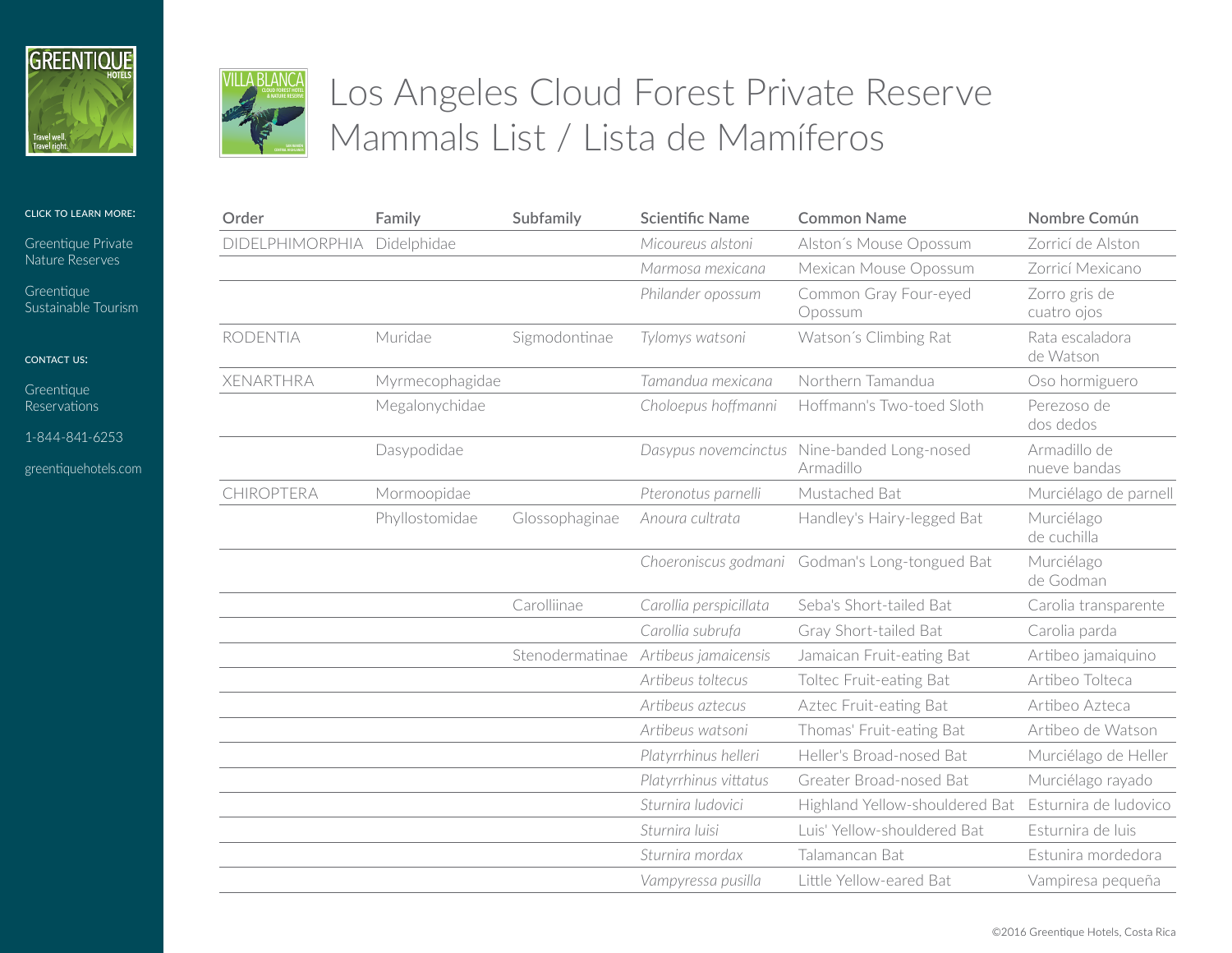# Los Angeles Cloud Forest Private Reserve
# Mammals List / Lista de Mamíferos

CLICK TO LEARN MORE:

Greentique Private Nature Reserves

Greentique Sustainable Tourism

CONTACT US:

Greentique Reservations

1-844-841-6253

greentiquehotels.com

| Order | Family | Subfamily | Scientific Name | Common Name | Nombre Común |
|---|---|---|---|---|---|
| DIDELPHIMORPHIA | Didelphidae | | *Micoureus alstoni* | Alston´s Mouse Opossum | Zorricí de Alston |
| | | | *Marmosa mexicana* | Mexican Mouse Opossum | Zorricí Mexicano |
| | | | *Philander opossum* | Common Gray Four-eyed Opossum | Zorro gris de cuatro ojos |
| RODENTIA | Muridae | Sigmodontinae | *Tylomys watsoni* | Watson´s Climbing Rat | Rata escaladora de Watson |
| XENARTHRA | Myrmecophagidae | | *Tamandua mexicana* | Northern Tamandua | Oso hormiguero |
| | Megalonychidae | | *Choloepus hoffmanni* | Hoffmann's Two-toed Sloth | Perezoso de dos dedos |
| | Dasypodidae | | *Dasypus novemcinctus* | Nine-banded Long-nosed Armadillo | Armadillo de nueve bandas |
| CHIROPTERA | Mormoopidae | | *Pteronotus parnelli* | Mustached Bat | Murciélago de parnell |
| | Phyllostomidae | Glossophaginae | *Anoura cultrata* | Handley's Hairy-legged Bat | Murciélago de cuchilla |
| | | | *Choeroniscus godmani* | Godman's Long-tongued Bat | Murciélago de Godman |
| | | Carolliinae | *Carollia perspicillata* | Seba's Short-tailed Bat | Carolia transparente |
| | | | *Carollia subrufa* | Gray Short-tailed Bat | Carolia parda |
| | | Stenodermatinae | *Artibeus jamaicensis* | Jamaican Fruit-eating Bat | Artibeo jamaiquino |
| | | | *Artibeus toltecus* | Toltec Fruit-eating Bat | Artibeo Tolteca |
| | | | *Artibeus aztecus* | Aztec Fruit-eating Bat | Artibeo Azteca |
| | | | *Artibeus watsoni* | Thomas' Fruit-eating Bat | Artibeo de Watson |
| | | | *Platyrrhinus helleri* | Heller's Broad-nosed Bat | Murciélago de Heller |
| | | | *Platyrrhinus vittatus* | Greater Broad-nosed Bat | Murciélago rayado |
| | | | *Sturnira ludovici* | Highland Yellow-shouldered Bat | Esturnira de ludovico |
| | | | *Sturnira luisi* | Luis' Yellow-shouldered Bat | Esturnira de luis |
| | | | *Sturnira mordax* | Talamancan Bat | Estunira mordedora |
| | | | *Vampyressa pusilla* | Little Yellow-eared Bat | Vampiresa pequeña |

©2016 Greentique Hotels, Costa Rica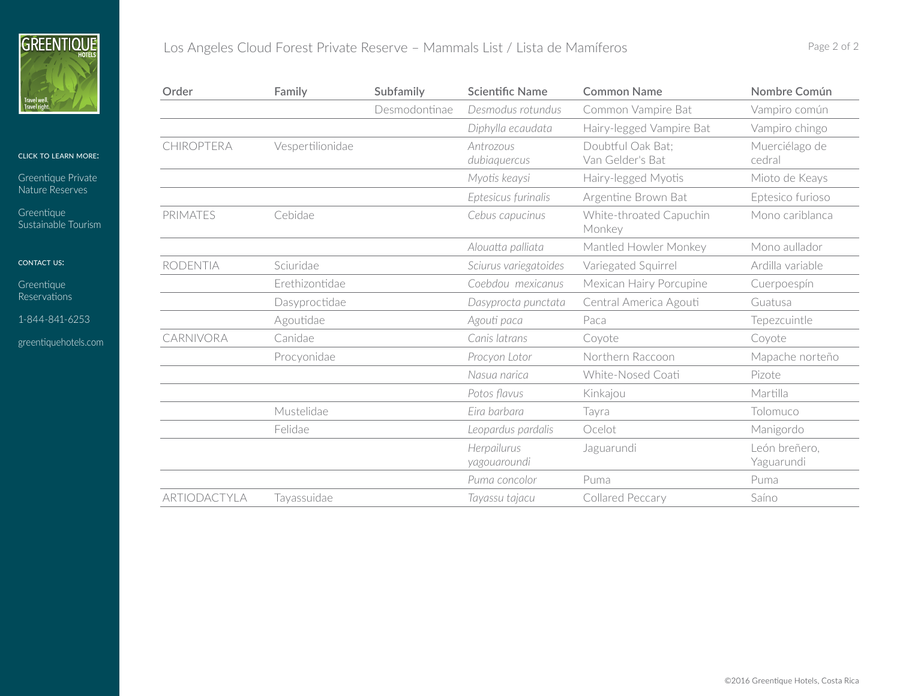Los Angeles Cloud Forest Private Reserve – Mammals List / Lista de Mamíferos

| Order | Family | Subfamily | Scientific Name | Common Name | Nombre Común |
|---|---|---|---|---|---|
| | | Desmodontinae | *Desmodus rotundus* | Common Vampire Bat | Vampiro común |
| | | | *Diphylla ecaudata* | Hairy-legged Vampire Bat | Vampiro chingo |
| CHIROPTERA | Vespertilionidae | | *Antrozous dubiaquercus* | Doubtful Oak Bat; Van Gelder's Bat | Murciélago de cedral |
| | | | *Myotis keaysi* | Hairy-legged Myotis | Mioto de Keays |
| | | | *Eptesicus furinalis* | Argentine Brown Bat | Eptesico furioso |
| PRIMATES | Cebidae | | *Cebus capucinus* | White-throated Capuchin Monkey | Mono cariblanca |
| | | | *Alouatta palliata* | Mantled Howler Monkey | Mono aullador |
| RODENTIA | Sciuridae | | *Sciurus variegatoides* | Variegated Squirrel | Ardilla variable |
| | Erethizontidae | | *Coebdou mexicanus* | Mexican Hairy Porcupine | Cuerpoespín |
| | Dasyproctidae | | *Dasyprocta punctata* | Central America Agouti | Guatusa |
| | Agoutidae | | *Agouti paca* | Paca | Tepezcuintle |
| CARNIVORA | Canidae | | *Canis latrans* | Coyote | Coyote |
| | Procyonidae | | *Procyon Lotor* | Northern Raccoon | Mapache norteño |
| | | | *Nasua narica* | White-Nosed Coati | Pizote |
| | | | *Potos flavus* | Kinkajou | Martilla |
| | Mustelidae | | *Eira barbara* | Tayra | Tolomuco |
| | Felidae | | *Leopardus pardalis* | Ocelot | Manigordo |
| | | | *Herpailurus yagouaroundi* | Jaguarundi | León breñero, Yaguarundi |
| | | | *Puma concolor* | Puma | Puma |
| ARTIODACTYLA | Tayassuidae | | *Tayassu tajacu* | Collared Peccary | Saíno |

CLICK TO LEARN MORE:

Greentique Private Nature Reserves

Greentique Sustainable Tourism

CONTACT US:

Greentique Reservations

1-844-841-6253

greentiquehotels.com

©2016 Greentique Hotels, Costa Rica